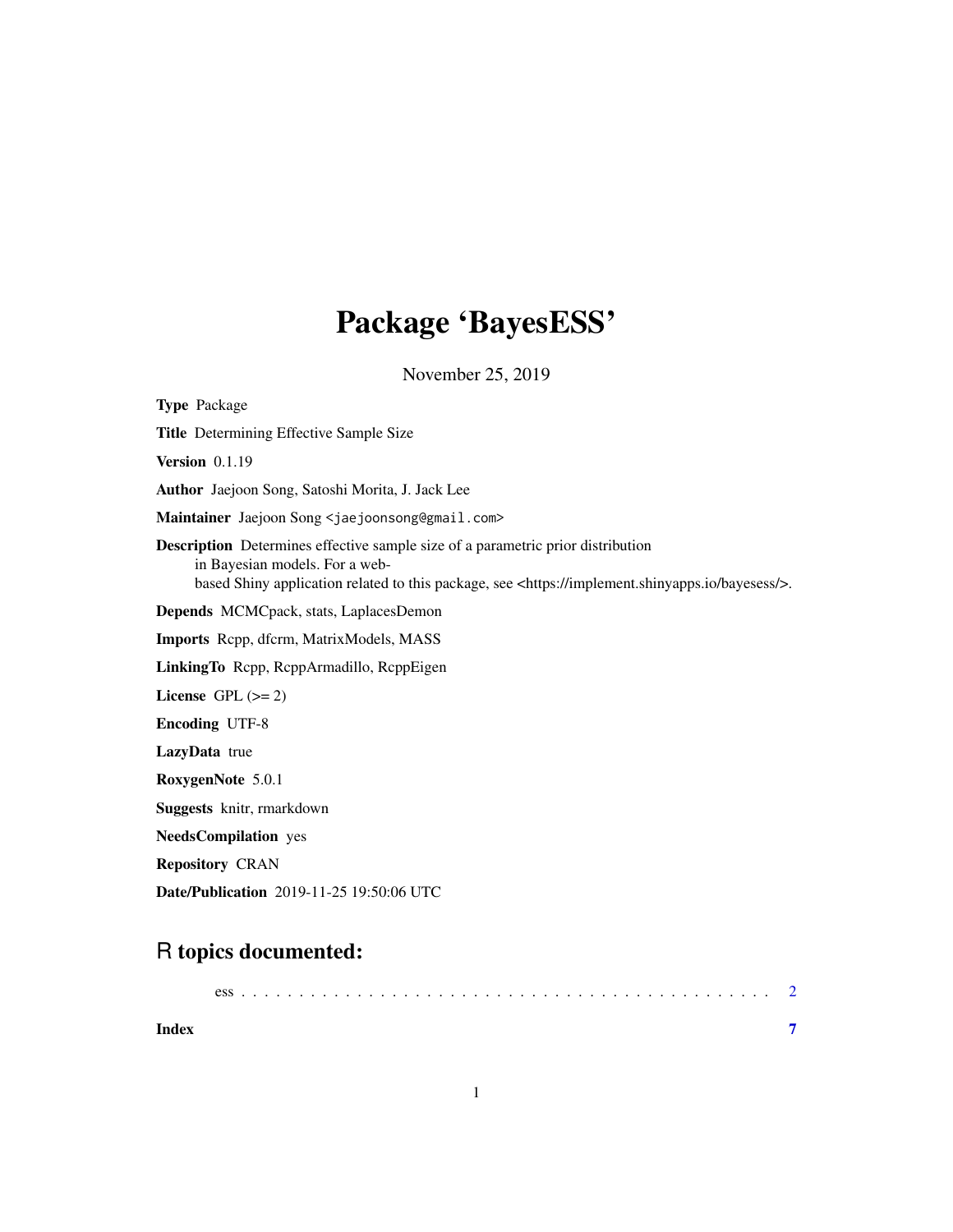# Package 'BayesESS'

November 25, 2019

**Type** Package

**Title** Determining Effective Sample Size

**Version** 0.1.19

**Author** Jaejoon Song, Satoshi Morita, J. Jack Lee

**Maintainer** Jaejoon Song <jaejoonsong@gmail.com>

**Description** Determines effective sample size of a parametric prior distribution in Bayesian models. For a web-based Shiny application related to this package, see <https://implement.shinyapps.io/bayesess/>.

**Depends** MCMCpack, stats, LaplacesDemon

**Imports** Rcpp, dfcrm, MatrixModels, MASS

**LinkingTo** Rcpp, RcppArmadillo, RcppEigen

**License** GPL (>= 2)

**Encoding** UTF-8

**LazyData** true

**RoxygenNote** 5.0.1

**Suggests** knitr, rmarkdown

**NeedsCompilation** yes

**Repository** CRAN

**Date/Publication** 2019-11-25 19:50:06 UTC

## R topics documented:

ess . . . . . . . . . . . . . . . . . . . . . . . . . . . . . . . . . . . . . . . . . . . 2

**Index** 7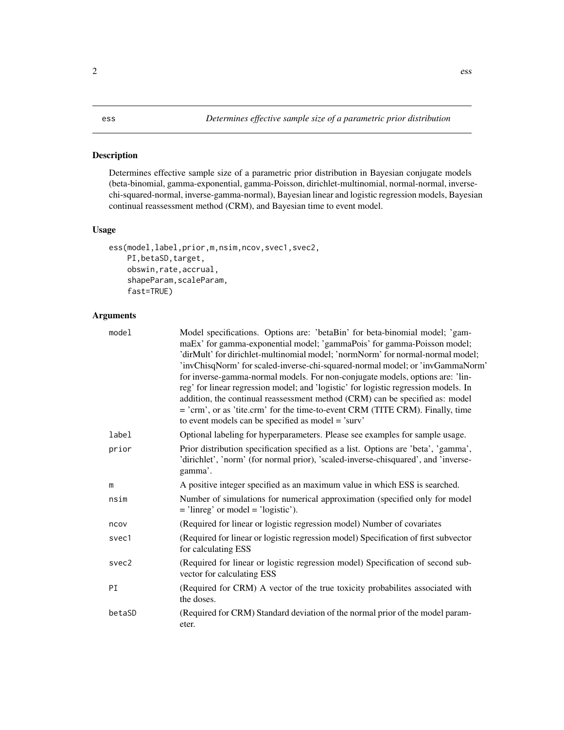ess *Determines effective sample size of a parametric prior distribution*

## Description

Determines effective sample size of a parametric prior distribution in Bayesian conjugate models (beta-binomial, gamma-exponential, gamma-Poisson, dirichlet-multinomial, normal-normal, inverse-chi-squared-normal, inverse-gamma-normal), Bayesian linear and logistic regression models, Bayesian continual reassessment method (CRM), and Bayesian time to event model.

## Usage

```
ess(model,label,prior,m,nsim,ncov,svec1,svec2,
    PI,betaSD,target,
    obswin,rate,accrual,
    shapeParam,scaleParam,
    fast=TRUE)
```

## Arguments

| | |
|---|---|
| model | Model specifications. Options are: 'betaBin' for beta-binomial model; 'gammaEx' for gamma-exponential model; 'gammaPois' for gamma-Poisson model; 'dirMult' for dirichlet-multinomial model; 'normNorm' for normal-normal model; 'invChisqNorm' for scaled-inverse-chi-squared-normal model; or 'invGammaNorm' for inverse-gamma-normal models. For non-conjugate models, options are: 'linreg' for linear regression model; and 'logistic' for logistic regression models. In addition, the continual reassessment method (CRM) can be specified as: model = 'crm', or as 'tite.crm' for the time-to-event CRM (TITE CRM). Finally, time to event models can be specified as model = 'surv' |
| label | Optional labeling for hyperparameters. Please see examples for sample usage. |
| prior | Prior distribution specification specified as a list. Options are 'beta', 'gamma', 'dirichlet', 'norm' (for normal prior), 'scaled-inverse-chisquared', and 'inverse-gamma'. |
| m | A positive integer specified as an maximum value in which ESS is searched. |
| nsim | Number of simulations for numerical approximation (specified only for model = 'linreg' or model = 'logistic'). |
| ncov | (Required for linear or logistic regression model) Number of covariates |
| svec1 | (Required for linear or logistic regression model) Specification of first subvector for calculating ESS |
| svec2 | (Required for linear or logistic regression model) Specification of second subvector for calculating ESS |
| PI | (Required for CRM) A vector of the true toxicity probabilites associated with the doses. |
| betaSD | (Required for CRM) Standard deviation of the normal prior of the model parameter. |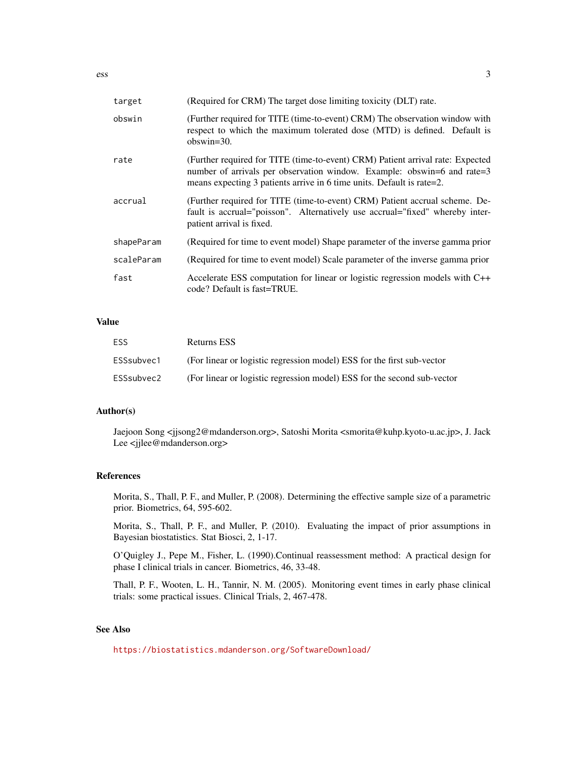| | |
|---|---|
| `target` | (Required for CRM) The target dose limiting toxicity (DLT) rate. |
| `obswin` | (Further required for TITE (time-to-event) CRM) The observation window with respect to which the maximum tolerated dose (MTD) is defined. Default is obswin=30. |
| `rate` | (Further required for TITE (time-to-event) CRM) Patient arrival rate: Expected number of arrivals per observation window. Example: obswin=6 and rate=3 means expecting 3 patients arrive in 6 time units. Default is rate=2. |
| `accrual` | (Further required for TITE (time-to-event) CRM) Patient accrual scheme. Default is accrual="poisson". Alternatively use accrual="fixed" whereby inter-patient arrival is fixed. |
| `shapeParam` | (Required for time to event model) Shape parameter of the inverse gamma prior |
| `scaleParam` | (Required for time to event model) Scale parameter of the inverse gamma prior |
| `fast` | Accelerate ESS computation for linear or logistic regression models with C++ code? Default is fast=TRUE. |

## Value

| | |
|---|---|
| `ESS` | Returns ESS |
| `ESSsubvec1` | (For linear or logistic regression model) ESS for the first sub-vector |
| `ESSsubvec2` | (For linear or logistic regression model) ESS for the second sub-vector |

## Author(s)

Jaejoon Song <jjsong2@mdanderson.org>, Satoshi Morita <smorita@kuhp.kyoto-u.ac.jp>, J. Jack Lee <jjlee@mdanderson.org>

## References

Morita, S., Thall, P. F., and Muller, P. (2008). Determining the effective sample size of a parametric prior. Biometrics, 64, 595-602.

Morita, S., Thall, P. F., and Muller, P. (2010). Evaluating the impact of prior assumptions in Bayesian biostatistics. Stat Biosci, 2, 1-17.

O'Quigley J., Pepe M., Fisher, L. (1990).Continual reassessment method: A practical design for phase I clinical trials in cancer. Biometrics, 46, 33-48.

Thall, P. F., Wooten, L. H., Tannir, N. M. (2005). Monitoring event times in early phase clinical trials: some practical issues. Clinical Trials, 2, 467-478.

## See Also

https://biostatistics.mdanderson.org/SoftwareDownload/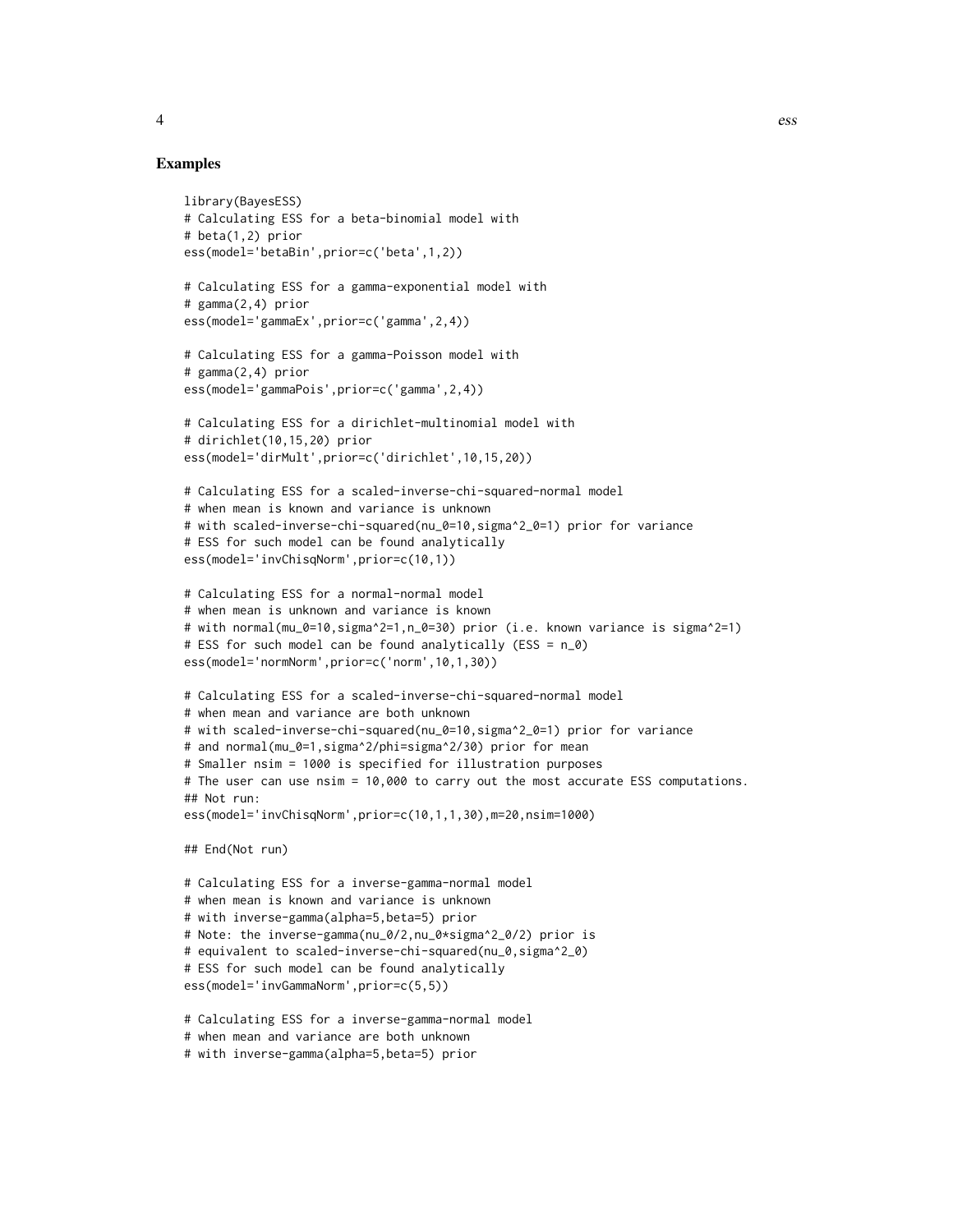## Examples

```
library(BayesESS)
# Calculating ESS for a beta-binomial model with
# beta(1,2) prior
ess(model='betaBin',prior=c('beta',1,2))

# Calculating ESS for a gamma-exponential model with
# gamma(2,4) prior
ess(model='gammaEx',prior=c('gamma',2,4))

# Calculating ESS for a gamma-Poisson model with
# gamma(2,4) prior
ess(model='gammaPois',prior=c('gamma',2,4))

# Calculating ESS for a dirichlet-multinomial model with
# dirichlet(10,15,20) prior
ess(model='dirMult',prior=c('dirichlet',10,15,20))

# Calculating ESS for a scaled-inverse-chi-squared-normal model
# when mean is known and variance is unknown
# with scaled-inverse-chi-squared(nu_0=10,sigma^2_0=1) prior for variance
# ESS for such model can be found analytically
ess(model='invChisqNorm',prior=c(10,1))

# Calculating ESS for a normal-normal model
# when mean is unknown and variance is known
# with normal(mu_0=10,sigma^2=1,n_0=30) prior (i.e. known variance is sigma^2=1)
# ESS for such model can be found analytically (ESS = n_0)
ess(model='normNorm',prior=c('norm',10,1,30))

# Calculating ESS for a scaled-inverse-chi-squared-normal model
# when mean and variance are both unknown
# with scaled-inverse-chi-squared(nu_0=10,sigma^2_0=1) prior for variance
# and normal(mu_0=1,sigma^2/phi=sigma^2/30) prior for mean
# Smaller nsim = 1000 is specified for illustration purposes
# The user can use nsim = 10,000 to carry out the most accurate ESS computations.
## Not run:
ess(model='invChisqNorm',prior=c(10,1,1,30),m=20,nsim=1000)

## End(Not run)

# Calculating ESS for a inverse-gamma-normal model
# when mean is known and variance is unknown
# with inverse-gamma(alpha=5,beta=5) prior
# Note: the inverse-gamma(nu_0/2,nu_0*sigma^2_0/2) prior is
# equivalent to scaled-inverse-chi-squared(nu_0,sigma^2_0)
# ESS for such model can be found analytically
ess(model='invGammaNorm',prior=c(5,5))

# Calculating ESS for a inverse-gamma-normal model
# when mean and variance are both unknown
# with inverse-gamma(alpha=5,beta=5) prior
```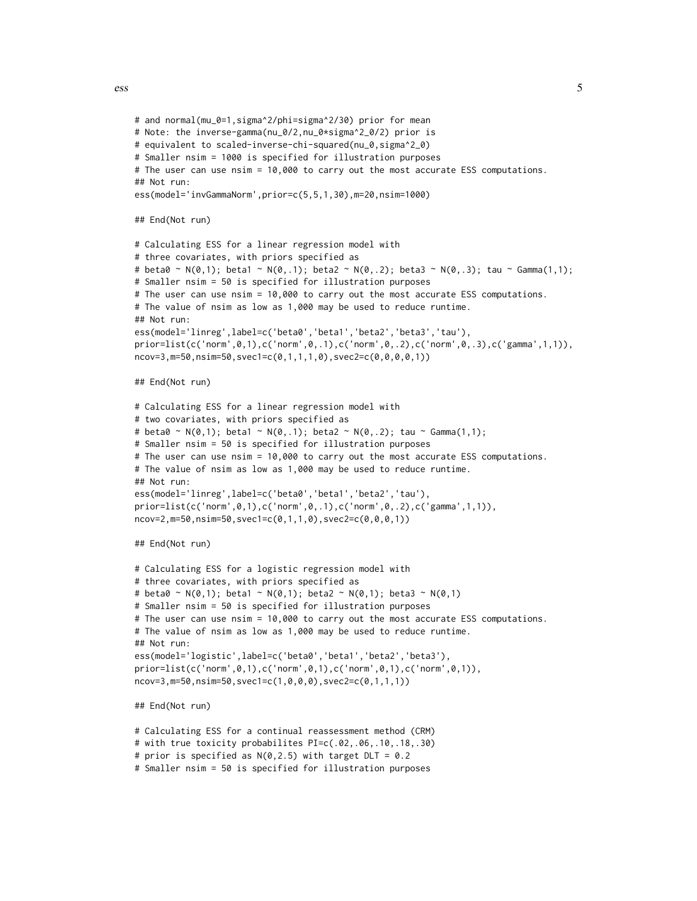```
# and normal(mu_0=1,sigma^2/phi=sigma^2/30) prior for mean
# Note: the inverse-gamma(nu_0/2,nu_0*sigma^2_0/2) prior is
# equivalent to scaled-inverse-chi-squared(nu_0,sigma^2_0)
# Smaller nsim = 1000 is specified for illustration purposes
# The user can use nsim = 10,000 to carry out the most accurate ESS computations.
## Not run:
ess(model='invGammaNorm',prior=c(5,5,1,30),m=20,nsim=1000)

## End(Not run)

# Calculating ESS for a linear regression model with
# three covariates, with priors specified as
# beta0 ~ N(0,1); beta1 ~ N(0,.1); beta2 ~ N(0,.2); beta3 ~ N(0,.3); tau ~ Gamma(1,1);
# Smaller nsim = 50 is specified for illustration purposes
# The user can use nsim = 10,000 to carry out the most accurate ESS computations.
# The value of nsim as low as 1,000 may be used to reduce runtime.
## Not run:
ess(model='linreg',label=c('beta0','beta1','beta2','beta3','tau'),
prior=list(c('norm',0,1),c('norm',0,.1),c('norm',0,.2),c('norm',0,.3),c('gamma',1,1)),
ncov=3,m=50,nsim=50,svec1=c(0,1,1,1,0),svec2=c(0,0,0,0,1))

## End(Not run)

# Calculating ESS for a linear regression model with
# two covariates, with priors specified as
# beta0 ~ N(0,1); beta1 ~ N(0,.1); beta2 ~ N(0,.2); tau ~ Gamma(1,1);
# Smaller nsim = 50 is specified for illustration purposes
# The user can use nsim = 10,000 to carry out the most accurate ESS computations.
# The value of nsim as low as 1,000 may be used to reduce runtime.
## Not run:
ess(model='linreg',label=c('beta0','beta1','beta2','tau'),
prior=list(c('norm',0,1),c('norm',0,.1),c('norm',0,.2),c('gamma',1,1)),
ncov=2,m=50,nsim=50,svec1=c(0,1,1,0),svec2=c(0,0,0,1))

## End(Not run)

# Calculating ESS for a logistic regression model with
# three covariates, with priors specified as
# beta0 ~ N(0,1); beta1 ~ N(0,1); beta2 ~ N(0,1); beta3 ~ N(0,1)
# Smaller nsim = 50 is specified for illustration purposes
# The user can use nsim = 10,000 to carry out the most accurate ESS computations.
# The value of nsim as low as 1,000 may be used to reduce runtime.
## Not run:
ess(model='logistic',label=c('beta0','beta1','beta2','beta3'),
prior=list(c('norm',0,1),c('norm',0,1),c('norm',0,1),c('norm',0,1)),
ncov=3,m=50,nsim=50,svec1=c(1,0,0,0),svec2=c(0,1,1,1))

## End(Not run)

# Calculating ESS for a continual reassessment method (CRM)
# with true toxicity probabilites PI=c(.02,.06,.10,.18,.30)
# prior is specified as N(0,2.5) with target DLT = 0.2
# Smaller nsim = 50 is specified for illustration purposes
```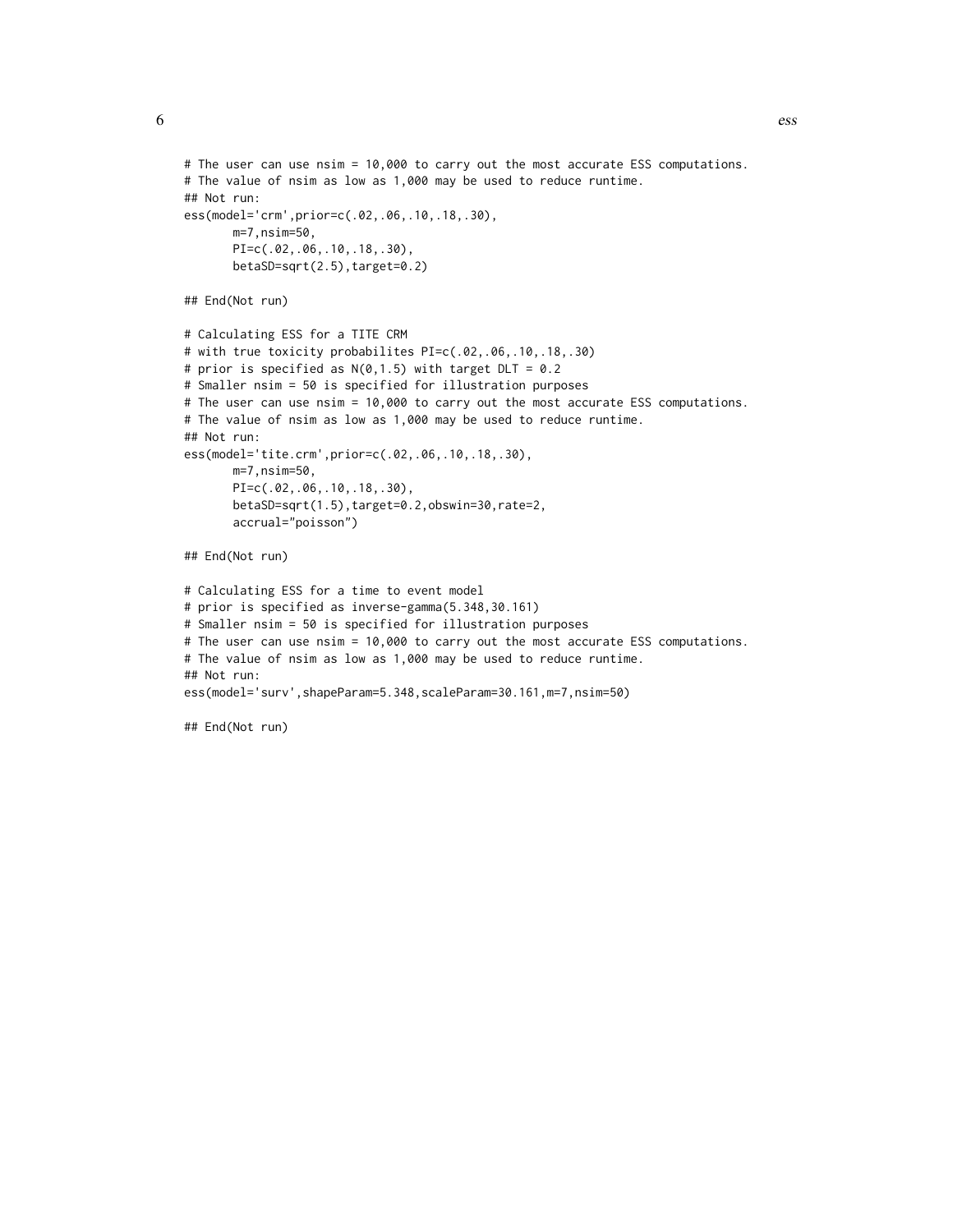```
# The user can use nsim = 10,000 to carry out the most accurate ESS computations.
# The value of nsim as low as 1,000 may be used to reduce runtime.
## Not run:
ess(model='crm',prior=c(.02,.06,.10,.18,.30),
       m=7,nsim=50,
       PI=c(.02,.06,.10,.18,.30),
       betaSD=sqrt(2.5),target=0.2)

## End(Not run)

# Calculating ESS for a TITE CRM
# with true toxicity probabilites PI=c(.02,.06,.10,.18,.30)
# prior is specified as N(0,1.5) with target DLT = 0.2
# Smaller nsim = 50 is specified for illustration purposes
# The user can use nsim = 10,000 to carry out the most accurate ESS computations.
# The value of nsim as low as 1,000 may be used to reduce runtime.
## Not run:
ess(model='tite.crm',prior=c(.02,.06,.10,.18,.30),
       m=7,nsim=50,
       PI=c(.02,.06,.10,.18,.30),
       betaSD=sqrt(1.5),target=0.2,obswin=30,rate=2,
       accrual="poisson")

## End(Not run)

# Calculating ESS for a time to event model
# prior is specified as inverse-gamma(5.348,30.161)
# Smaller nsim = 50 is specified for illustration purposes
# The user can use nsim = 10,000 to carry out the most accurate ESS computations.
# The value of nsim as low as 1,000 may be used to reduce runtime.
## Not run:
ess(model='surv',shapeParam=5.348,scaleParam=30.161,m=7,nsim=50)

## End(Not run)
```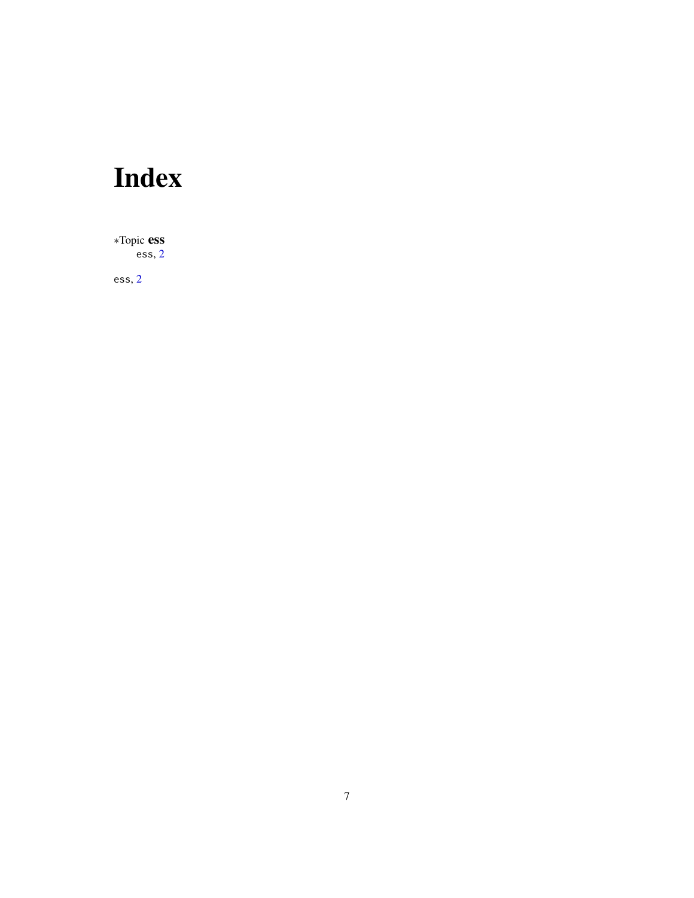# Index

∗Topic **ess**
    ess, 2

ess, 2